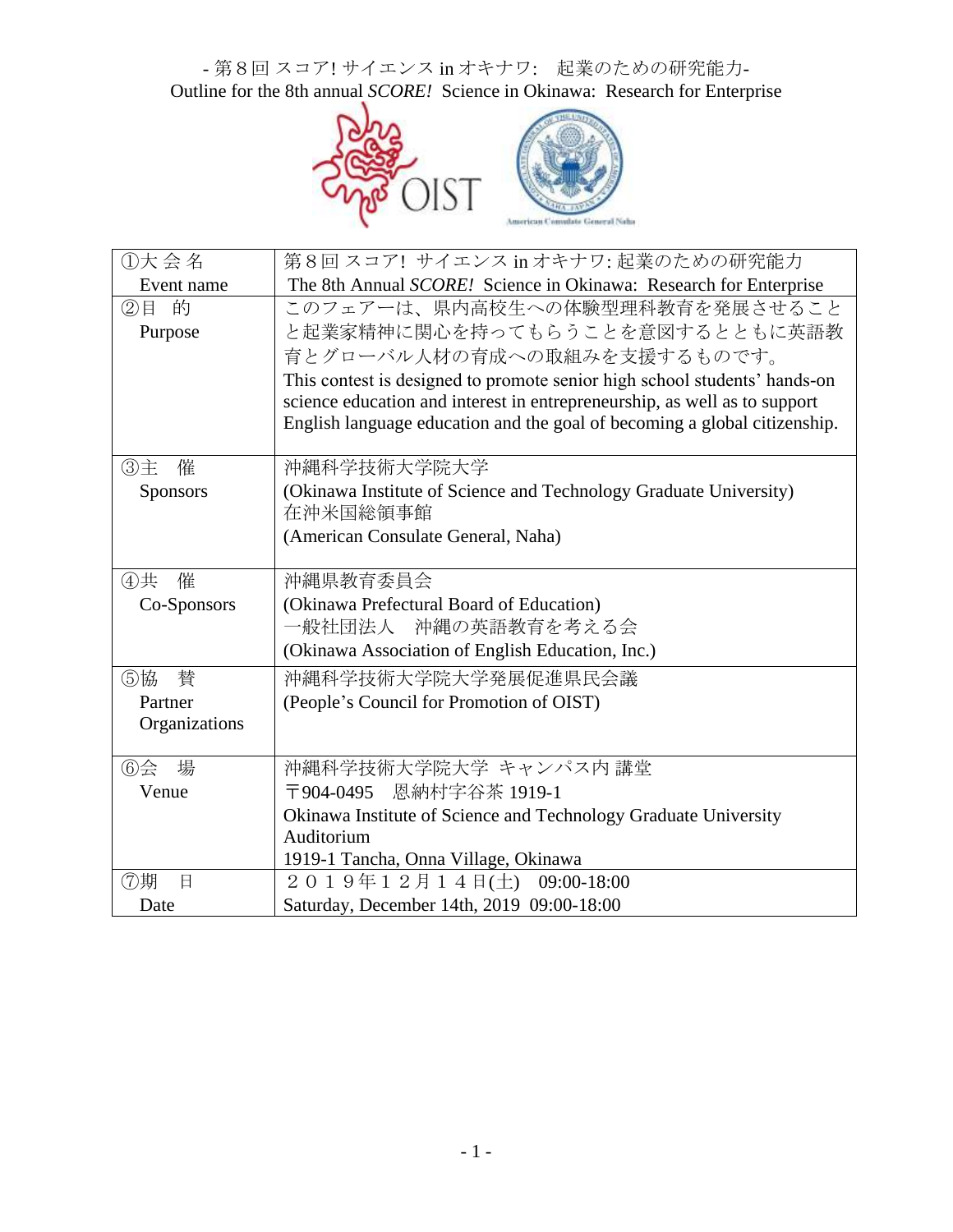- 第８回 スコア! サイエンス in オキナワ:　起業のための研究能力-

Outline for the 8th annual *SCORE!* Science in Okinawa: Research for Enterprise

| ①大 会 名<br>Event name | 第８回 スコア! サイエンス in オキナワ: 起業のための研究能力<br>The 8th Annual *SCORE!* Science in Okinawa: Research for Enterprise |
|---|---|
| ②目　的<br>Purpose | このフェアーは、県内高校生への体験型理科教育を発展させることと起業家精神に関心を持ってもらうことを意図するとともに英語教育とグローバル人材の育成への取組みを支援するものです。<br>This contest is designed to promote senior high school students' hands-on science education and interest in entrepreneurship, as well as to support English language education and the goal of becoming a global citizenship. |
| ③主　催<br>Sponsors | 沖縄科学技術大学院大学<br>(Okinawa Institute of Science and Technology Graduate University)<br>在沖米国総領事館<br>(American Consulate General, Naha) |
| ④共　催<br>Co-Sponsors | 沖縄県教育委員会<br>(Okinawa Prefectural Board of Education)<br>一般社団法人　沖縄の英語教育を考える会<br>(Okinawa Association of English Education, Inc.) |
| ⑤協　賛<br>Partner Organizations | 沖縄科学技術大学院大学発展促進県民会議<br>(People's Council for Promotion of OIST) |
| ⑥会　場<br>Venue | 沖縄科学技術大学院大学 キャンパス内 講堂<br>〒904-0495　恩納村字谷茶 1919-1<br>Okinawa Institute of Science and Technology Graduate University Auditorium<br>1919-1 Tancha, Onna Village, Okinawa |
| ⑦期　日<br>Date | ２０１９年１２月１４日(土)　09:00-18:00<br>Saturday, December 14th, 2019 09:00-18:00 |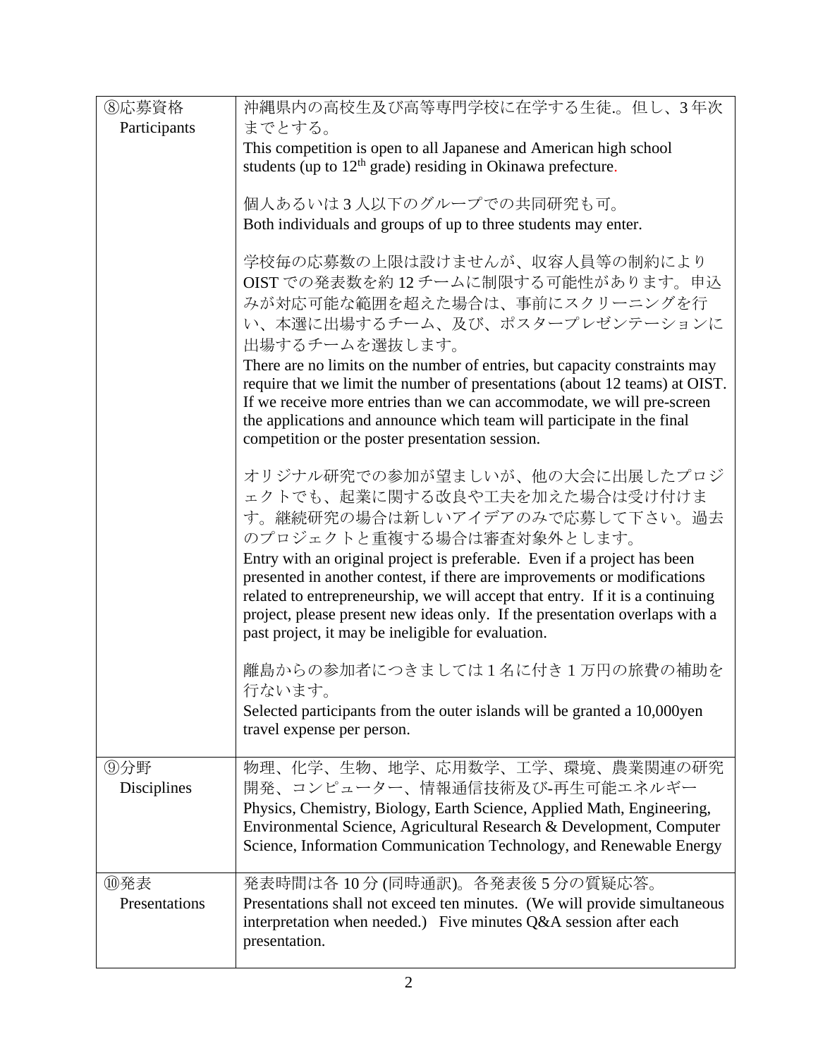| | |
|---|---|
| ⑧応募資格<br>Participants | 沖縄県内の高校生及び高等専門学校に在学する生徒.。但し、3 年次までとする。<br>This competition is open to all Japanese and American high school students (up to 12th grade) residing in Okinawa prefecture.<br><br>個人あるいは 3 人以下のグループでの共同研究も可。<br>Both individuals and groups of up to three students may enter.<br><br>学校毎の応募数の上限は設けませんが、収容人員等の制約により OIST での発表数を約 12 チームに制限する可能性があります。申込みが対応可能な範囲を超えた場合は、事前にスクリーニングを行い、本選に出場するチーム、及び、ポスタープレゼンテーションに出場するチームを選抜します。<br>There are no limits on the number of entries, but capacity constraints may require that we limit the number of presentations (about 12 teams) at OIST. If we receive more entries than we can accommodate, we will pre-screen the applications and announce which team will participate in the final competition or the poster presentation session.<br><br>オリジナル研究での参加が望ましいが、他の大会に出展したプロジェクトでも、起業に関する改良や工夫を加えた場合は受け付けます。継続研究の場合は新しいアイデアのみで応募して下さい。過去のプロジェクトと重複する場合は審査対象外とします。<br>Entry with an original project is preferable. Even if a project has been presented in another contest, if there are improvements or modifications related to entrepreneurship, we will accept that entry. If it is a continuing project, please present new ideas only. If the presentation overlaps with a past project, it may be ineligible for evaluation.<br><br>離島からの参加者につきましては 1 名に付き 1 万円の旅費の補助を行ないます。<br>Selected participants from the outer islands will be granted a 10,000yen travel expense per person. |
| ⑨分野<br>Disciplines | 物理、化学、生物、地学、応用数学、工学、環境、農業関連の研究開発、コンピューター、情報通信技術及び-再生可能エネルギー<br>Physics, Chemistry, Biology, Earth Science, Applied Math, Engineering, Environmental Science, Agricultural Research & Development, Computer Science, Information Communication Technology, and Renewable Energy |
| ⑩発表<br>Presentations | 発表時間は各 10 分 (同時通訳)。各発表後 5 分の質疑応答。<br>Presentations shall not exceed ten minutes. (We will provide simultaneous interpretation when needed.) Five minutes Q&A session after each presentation. |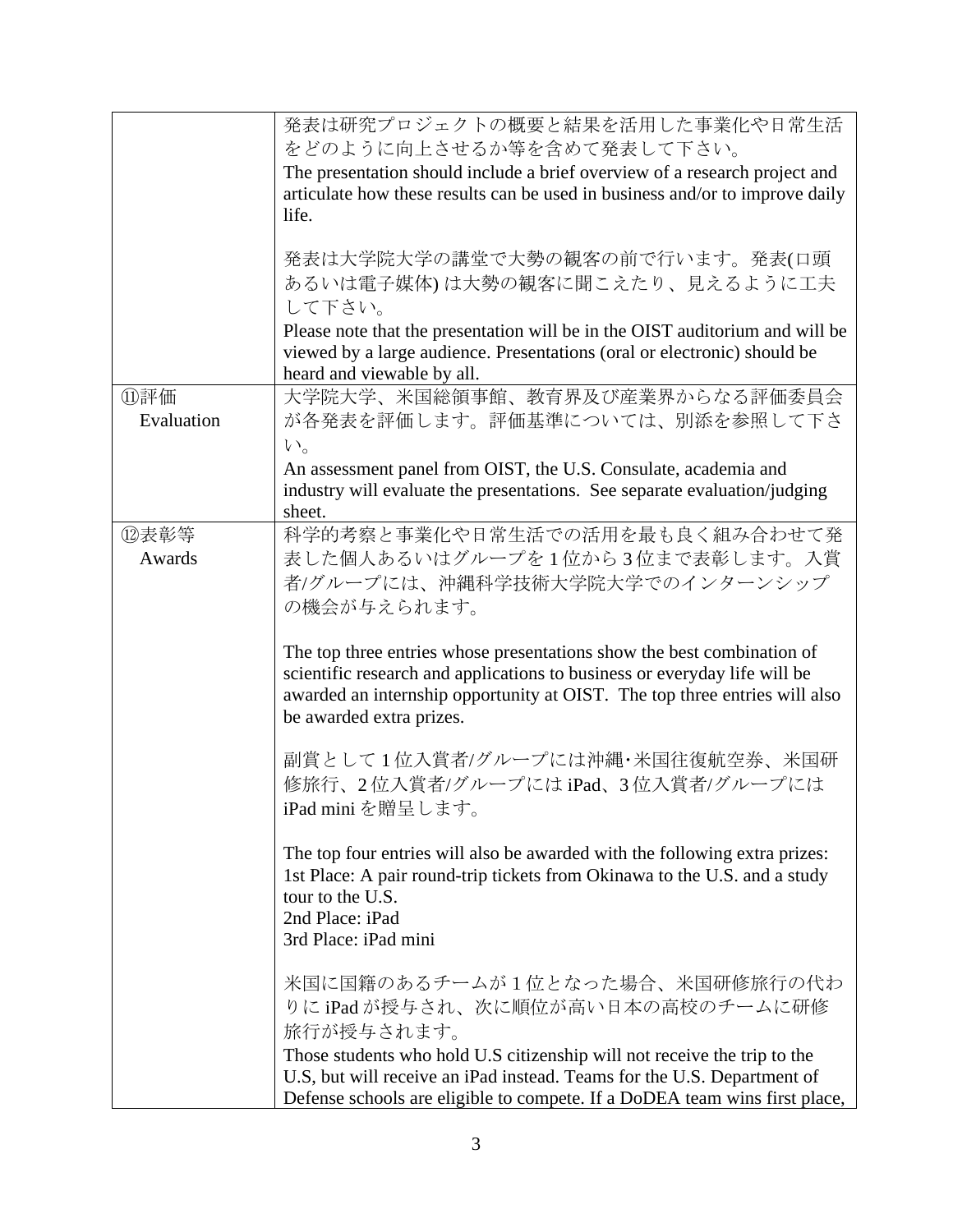| | |
|---|---|
| | 発表は研究プロジェクトの概要と結果を活用した事業化や日常生活をどのように向上させるか等を含めて発表して下さい。<br>The presentation should include a brief overview of a research project and articulate how these results can be used in business and/or to improve daily life.<br><br>発表は大学院大学の講堂で大勢の観客の前で行います。発表(口頭あるいは電子媒体) は大勢の観客に聞こえたり、見えるように工夫して下さい。<br>Please note that the presentation will be in the OIST auditorium and will be viewed by a large audience. Presentations (oral or electronic) should be heard and viewable by all. |
| ⑪評価<br>Evaluation | 大学院大学、米国総領事館、教育界及び産業界からなる評価委員会が各発表を評価します。評価基準については、別添を参照して下さい。<br>An assessment panel from OIST, the U.S. Consulate, academia and industry will evaluate the presentations. See separate evaluation/judging sheet. |
| ⑫表彰等<br>Awards | 科学的考察と事業化や日常生活での活用を最も良く組み合わせて発表した個人あるいはグループを1位から3位まで表彰します。入賞者/グループには、沖縄科学技術大学院大学でのインターンシップの機会が与えられます。<br><br>The top three entries whose presentations show the best combination of scientific research and applications to business or everyday life will be awarded an internship opportunity at OIST. The top three entries will also be awarded extra prizes.<br><br>副賞として1位入賞者/グループには沖縄･米国往復航空券、米国研修旅行、2位入賞者/グループにはiPad、3位入賞者/グループにはiPad miniを贈呈します。<br><br>The top four entries will also be awarded with the following extra prizes:<br>1st Place: A pair round-trip tickets from Okinawa to the U.S. and a study tour to the U.S.<br>2nd Place: iPad<br>3rd Place: iPad mini<br><br>米国に国籍のあるチームが1位となった場合、米国研修旅行の代わりにiPadが授与され、次に順位が高い日本の高校のチームに研修旅行が授与されます。<br>Those students who hold U.S citizenship will not receive the trip to the U.S, but will receive an iPad instead. Teams for the U.S. Department of Defense schools are eligible to compete. If a DoDEA team wins first place, |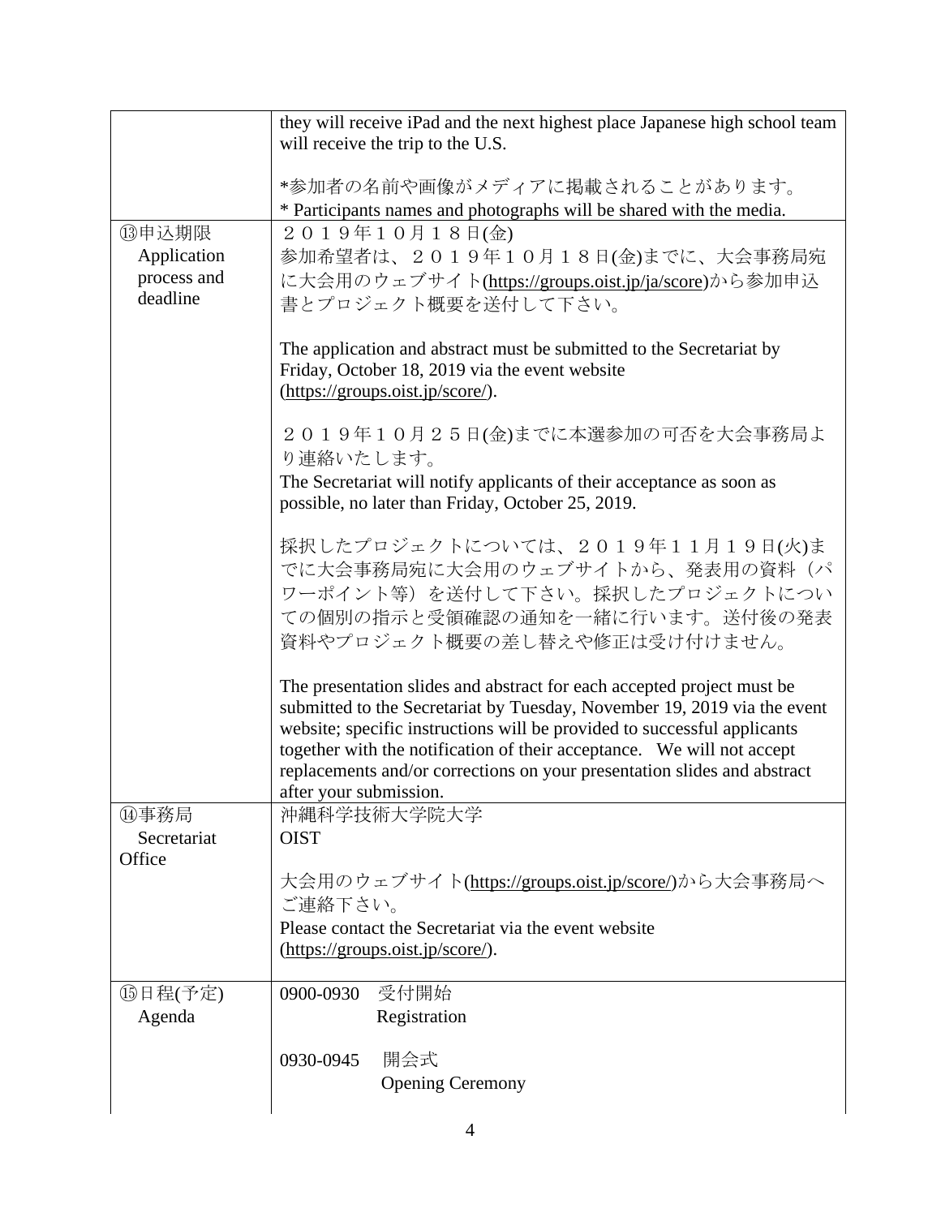| | |
|---|---|
| | they will receive iPad and the next highest place Japanese high school team will receive the trip to the U.S.<br><br>*参加者の名前や画像がメディアに掲載されることがあります。<br>* Participants names and photographs will be shared with the media. |
| ⑬申込期限<br>Application process and deadline | ２０１９年１０月１８日(金)<br>参加希望者は、２０１９年１０月１８日(金)までに、大会事務局宛に大会用のウェブサイト(https://groups.oist.jp/ja/score)から参加申込書とプロジェクト概要を送付して下さい。<br><br>The application and abstract must be submitted to the Secretariat by Friday, October 18, 2019 via the event website (https://groups.oist.jp/score/).<br><br>２０１９年１０月２５日(金)までに本選参加の可否を大会事務局より連絡いたします。<br>The Secretariat will notify applicants of their acceptance as soon as possible, no later than Friday, October 25, 2019.<br><br>採択したプロジェクトについては、２０１９年１１月１９日(火)までに大会事務局宛に大会用のウェブサイトから、発表用の資料（パワーポイント等）を送付して下さい。採択したプロジェクトについての個別の指示と受領確認の通知を一緒に行います。送付後の発表資料やプロジェクト概要の差し替えや修正は受け付けません。<br><br>The presentation slides and abstract for each accepted project must be submitted to the Secretariat by Tuesday, November 19, 2019 via the event website; specific instructions will be provided to successful applicants together with the notification of their acceptance. We will not accept replacements and/or corrections on your presentation slides and abstract after your submission. |
| ⑭事務局<br>Secretariat Office | 沖縄科学技術大学院大学<br>OIST<br><br>大会用のウェブサイト(https://groups.oist.jp/score/)から大会事務局へご連絡下さい。<br>Please contact the Secretariat via the event website (https://groups.oist.jp/score/). |
| ⑮日程(予定)<br>Agenda | 0900-0930 受付開始<br>Registration<br><br>0930-0945 開会式<br>Opening Ceremony |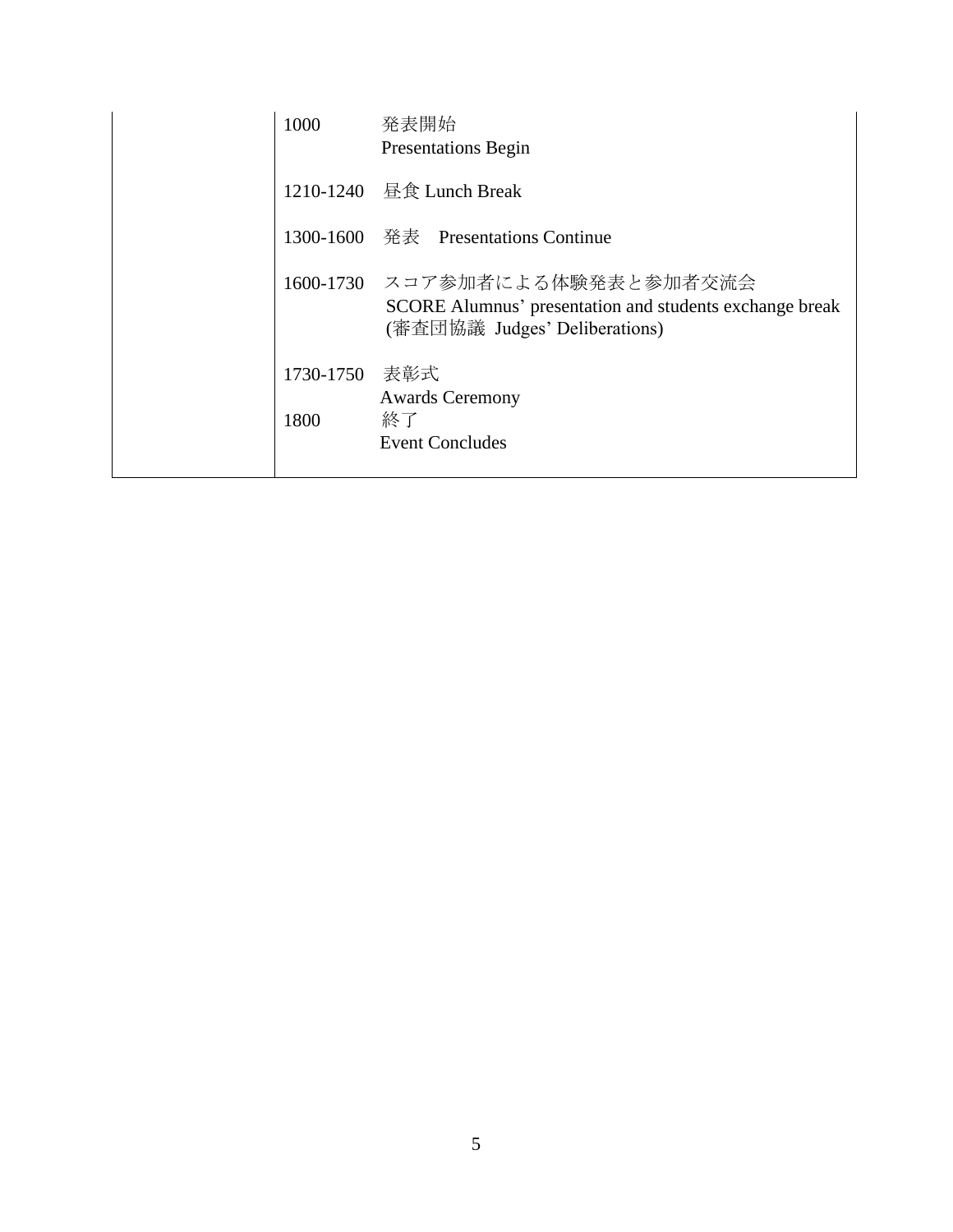| | | |
|---|---|---|
| | 1000 | 発表開始<br>Presentations Begin |
| | 1210-1240 | 昼食 Lunch Break |
| | 1300-1600 | 発表　Presentations Continue |
| | 1600-1730 | スコア参加者による体験発表と参加者交流会<br>SCORE Alumnus' presentation and students exchange break<br>(審査団協議 Judges' Deliberations) |
| | 1730-1750 | 表彰式<br>Awards Ceremony |
| | 1800 | 終了<br>Event Concludes |